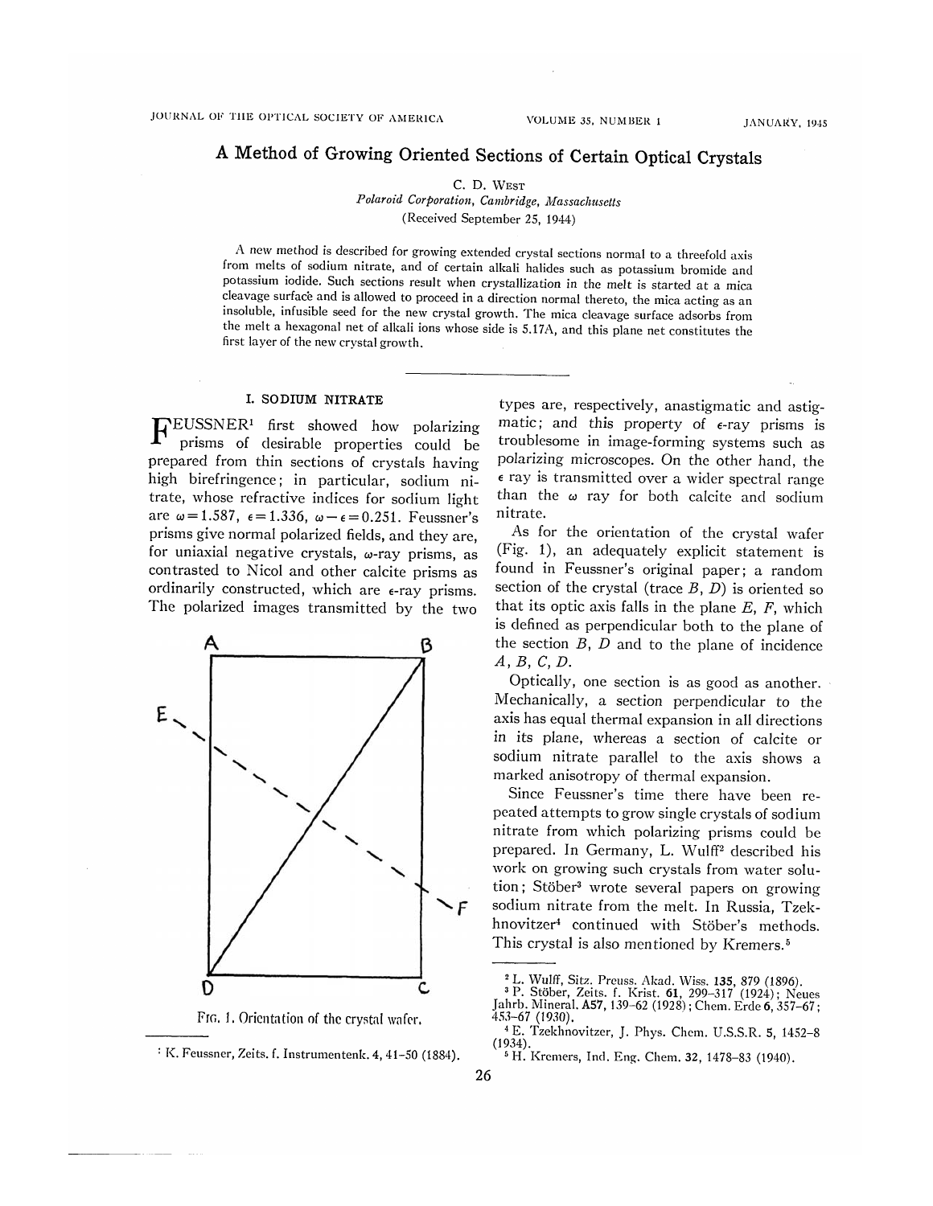# A Method of Growing Oriented Sections of Certain Optical Crystals

C. D. West
*Polaroid Corporation, Cambridge, Massachusetts*
(Received September 25, 1944)

A new method is described for growing extended crystal sections normal to a threefold axis from melts of sodium nitrate, and of certain alkali halides such as potassium bromide and potassium iodide. Such sections result when crystallization in the melt is started at a mica cleavage surface and is allowed to proceed in a direction normal thereto, the mica acting as an insoluble, infusible seed for the new crystal growth. The mica cleavage surface adsorbs from the melt a hexagonal net of alkali ions whose side is 5.17A, and this plane net constitutes the first layer of the new crystal growth.

## I. SODIUM NITRATE

Feussner[1] first showed how polarizing prisms of desirable properties could be prepared from thin sections of crystals having high birefringence; in particular, sodium nitrate, whose refractive indices for sodium light are $\omega = 1.587$, $\epsilon = 1.336$, $\omega - \epsilon = 0.251$. Feussner's prisms give normal polarized fields, and they are, for uniaxial negative crystals, $\omega$-ray prisms, as contrasted to Nicol and other calcite prisms as ordinarily constructed, which are $\epsilon$-ray prisms. The polarized images transmitted by the two types are, respectively, anastigmatic and astigmatic; and this property of $\epsilon$-ray prisms is troublesome in image-forming systems such as polarizing microscopes. On the other hand, the $\epsilon$ ray is transmitted over a wider spectral range than the $\omega$ ray for both calcite and sodium nitrate.

Fig. 1. Orientation of the crystal wafer.

As for the orientation of the crystal wafer (Fig. 1), an adequately explicit statement is found in Feussner's original paper; a random section of the crystal (trace $B$, $D$) is oriented so that its optic axis falls in the plane $E$, $F$, which is defined as perpendicular both to the plane of the section $B$, $D$ and to the plane of incidence $A$, $B$, $C$, $D$.

Optically, one section is as good as another. Mechanically, a section perpendicular to the axis has equal thermal expansion in all directions in its plane, whereas a section of calcite or sodium nitrate parallel to the axis shows a marked anisotropy of thermal expansion.

Since Feussner's time there have been repeated attempts to grow single crystals of sodium nitrate from which polarizing prisms could be prepared. In Germany, L. Wulff[2] described his work on growing such crystals from water solution; Stöber[3] wrote several papers on growing sodium nitrate from the melt. In Russia, Tzekhnovitzer[4] continued with Stöber's methods. This crystal is also mentioned by Kremers.[5]

---

[1] K. Feussner, Zeits. f. Instrumentenk. 4, 41–50 (1884).

[2] L. Wulff, Sitz. Preuss. Akad. Wiss. **135**, 879 (1896).

[3] P. Stöber, Zeits. f. Krist. **61**, 299–317 (1924); Neues Jahrb. Mineral. **A57**, 139–62 (1928); Chem. Erde **6**, 357–67; 453–67 (1930).

[4] E. Tzekhnovitzer, J. Phys. Chem. U.S.S.R. **5**, 1452–8 (1934).

[5] H. Kremers, Ind. Eng. Chem. **32**, 1478–83 (1940).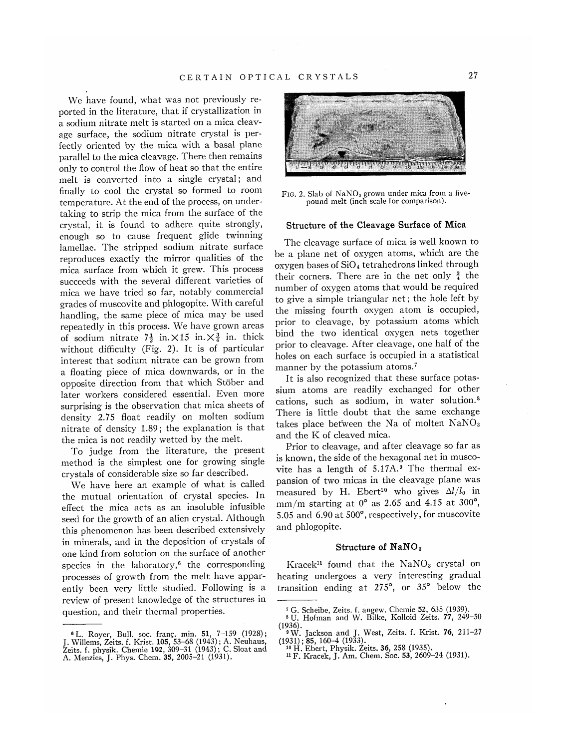We have found, what was not previously reported in the literature, that if crystallization in a sodium nitrate melt is started on a mica cleavage surface, the sodium nitrate crystal is perfectly oriented by the mica with a basal plane parallel to the mica cleavage. There then remains only to control the flow of heat so that the entire melt is converted into a single crystal; and finally to cool the crystal so formed to room temperature. At the end of the process, on undertaking to strip the mica from the surface of the crystal, it is found to adhere quite strongly, enough so to cause frequent glide twinning lamellae. The stripped sodium nitrate surface reproduces exactly the mirror qualities of the mica surface from which it grew. This process succeeds with the several different varieties of mica we have tried so far, notably commercial grades of muscovite and phlogopite. With careful handling, the same piece of mica may be used repeatedly in this process. We have grown areas of sodium nitrate $7\frac{1}{2}$ in.×15 in.×$\frac{3}{4}$ in. thick without difficulty (Fig. 2). It is of particular interest that sodium nitrate can be grown from a floating piece of mica downwards, or in the opposite direction from that which Stöber and later workers considered essential. Even more surprising is the observation that mica sheets of density 2.75 float readily on molten sodium nitrate of density 1.89; the explanation is that the mica is not readily wetted by the melt.

To judge from the literature, the present method is the simplest one for growing single crystals of considerable size so far described.

We have here an example of what is called the mutual orientation of crystal species. In effect the mica acts as an insoluble infusible seed for the growth of an alien crystal. Although this phenomenon has been described extensively in minerals, and in the deposition of crystals of one kind from solution on the surface of another species in the laboratory,[6] the corresponding processes of growth from the melt have apparently been very little studied. Following is a review of present knowledge of the structures in question, and their thermal properties.

FIG. 2. Slab of $NaNO_3$ grown under mica from a five-pound melt (inch scale for comparison).

### Structure of the Cleavage Surface of Mica

The cleavage surface of mica is well known to be a plane net of oxygen atoms, which are the oxygen bases of $SiO_4$ tetrahedrons linked through their corners. There are in the net only $\frac{3}{4}$ the number of oxygen atoms that would be required to give a simple triangular net; the hole left by the missing fourth oxygen atom is occupied, prior to cleavage, by potassium atoms which bind the two identical oxygen nets together prior to cleavage. After cleavage, one half of the holes on each surface is occupied in a statistical manner by the potassium atoms.[7]

It is also recognized that these surface potassium atoms are readily exchanged for other cations, such as sodium, in water solution.[8] There is little doubt that the same exchange takes place between the Na of molten $NaNO_3$ and the K of cleaved mica.

Prior to cleavage, and after cleavage so far as is known, the side of the hexagonal net in muscovite has a length of 5.17A.[9] The thermal expansion of two micas in the cleavage plane was measured by H. Ebert[10] who gives $\Delta l/l_0$ in mm/m starting at 0° as 2.65 and 4.15 at 300°, 5.05 and 6.90 at 500°, respectively, for muscovite and phlogopite.

### Structure of $NaNO_3$

Kracek[11] found that the $NaNO_3$ crystal on heating undergoes a very interesting gradual transition ending at 275°, or 35° below the

---

[6] L. Royer, Bull. soc. franç. min. **51**, 7–159 (1928); J. Willems, Zeits. f. Krist. **105**, 53–68 (1943); A. Neuhaus, Zeits. f. physik. Chemie **192**, 309–31 (1943); C. Sloat and A. Menzies, J. Phys. Chem. **35**, 2005–21 (1931).

[7] G. Scheibe, Zeits. f. angew. Chemie **52**, 635 (1939).

[8] U. Hofman and W. Bilke, Kolloid Zeits. **77**, 249–50 (1936).

[9] W. Jackson and J. West, Zeits. f. Krist. **76**, 211–27 (1931); **85**, 160–4 (1933).

[10] H. Ebert, Physik. Zeits. **36**, 258 (1935).

[11] F. Kracek, J. Am. Chem. Soc. **53**, 2609–24 (1931).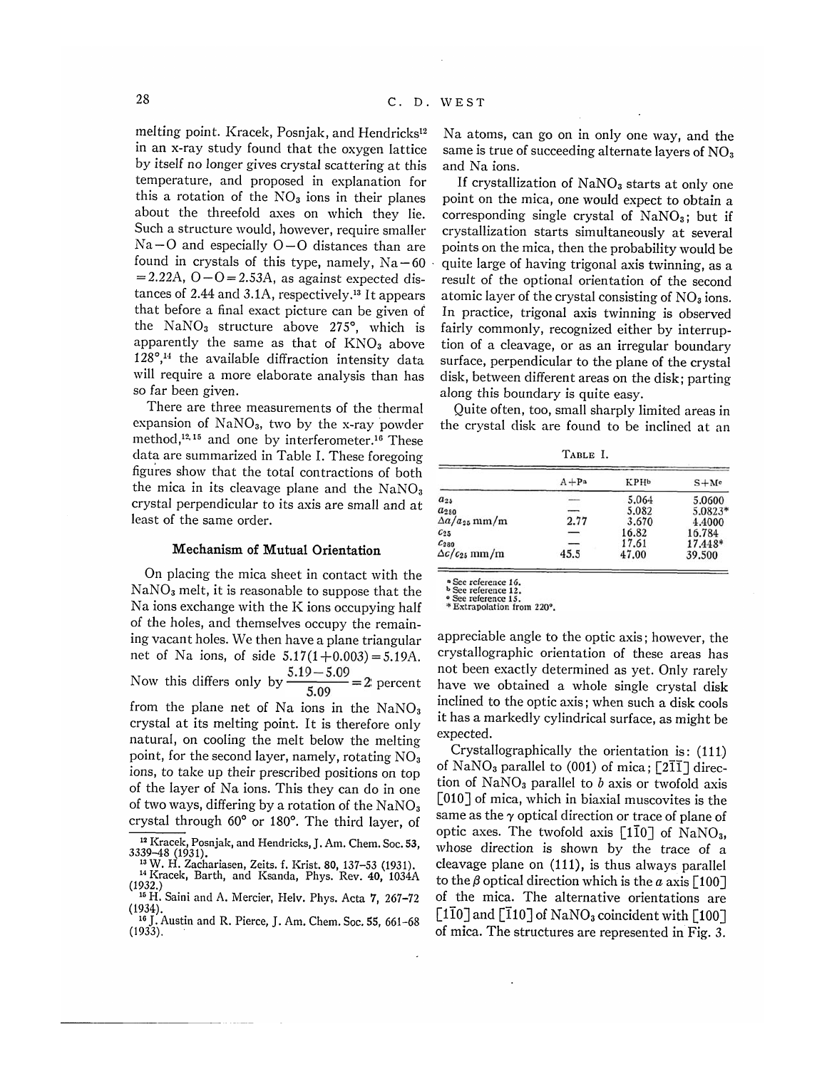melting point. Kracek, Posnjak, and Hendricks[12] in an x-ray study found that the oxygen lattice by itself no longer gives crystal scattering at this temperature, and proposed in explanation for this a rotation of the $NO_3$ ions in their planes about the threefold axes on which they lie. Such a structure would, however, require smaller Na−O and especially O−O distances than are found in crystals of this type, namely, Na−6O = 2.22A, O−O = 2.53A, as against expected distances of 2.44 and 3.1A, respectively.[13] It appears that before a final exact picture can be given of the $NaNO_3$ structure above 275°, which is apparently the same as that of $KNO_3$ above 128°,[14] the available diffraction intensity data will require a more elaborate analysis than has so far been given.

There are three measurements of the thermal expansion of $NaNO_3$, two by the x-ray powder method,[12,15] and one by interferometer.[16] These data are summarized in Table I. These foregoing figures show that the total contractions of both the mica in its cleavage plane and the $NaNO_3$ crystal perpendicular to its axis are small and at least of the same order.

### Mechanism of Mutual Orientation

On placing the mica sheet in contact with the $NaNO_3$ melt, it is reasonable to suppose that the Na ions exchange with the K ions occupying half of the holes, and themselves occupy the remaining vacant holes. We then have a plane triangular net of Na ions, of side $5.17(1+0.003)=5.19$A. Now this differs only by $\dfrac{5.19-5.09}{5.09}=2$ percent from the plane net of Na ions in the $NaNO_3$ crystal at its melting point. It is therefore only natural, on cooling the melt below the melting point, for the second layer, namely, rotating $NO_3$ ions, to take up their prescribed positions on top of the layer of Na ions. This they can do in one of two ways, differing by a rotation of the $NaNO_3$ crystal through 60° or 180°. The third layer, of Na atoms, can go on in only one way, and the same is true of succeeding alternate layers of $NO_3$ and Na ions.

If crystallization of $NaNO_3$ starts at only one point on the mica, one would expect to obtain a corresponding single crystal of $NaNO_3$; but if crystallization starts simultaneously at several points on the mica, then the probability would be quite large of having trigonal axis twinning, as a result of the optional orientation of the second atomic layer of the crystal consisting of $NO_3$ ions. In practice, trigonal axis twinning is observed fairly commonly, recognized either by interruption of a cleavage, or as an irregular boundary surface, perpendicular to the plane of the crystal disk, between different areas on the disk; parting along this boundary is quite easy.

Quite often, too, small sharply limited areas in the crystal disk are found to be inclined at an appreciable angle to the optic axis; however, the crystallographic orientation of these areas has not been exactly determined as yet. Only rarely have we obtained a whole single crystal disk inclined to the optic axis; when such a disk cools it has a markedly cylindrical surface, as might be expected.

TABLE I.

| | A+P[a] | KPH[b] | S+M[c] |
|---|---|---|---|
| $a_{25}$ | — | 5.064 | 5.0600 |
| $a_{280}$ | — | 5.082 | 5.0823* |
| $\Delta a/a_{25}$ mm/m | 2.77 | 3.670 | 4.4000 |
| $c_{25}$ | — | 16.82 | 16.784 |
| $c_{280}$ | — | 17.61 | 17.448* |
| $\Delta c/c_{25}$ mm/m | 45.5 | 47.00 | 39.500 |

[a] See reference 16.
[b] See reference 12.
[c] See reference 15.
* Extrapolation from 220°.

Crystallographically the orientation is: (111) of $NaNO_3$ parallel to (001) of mica; [2$\bar{1}\bar{1}$] direction of $NaNO_3$ parallel to $b$ axis or twofold axis [010] of mica, which in biaxial muscovites is the same as the $\gamma$ optical direction or trace of plane of optic axes. The twofold axis [1$\bar{1}$0] of $NaNO_3$, whose direction is shown by the trace of a cleavage plane on (111), is thus always parallel to the $\beta$ optical direction which is the $a$ axis [100] of the mica. The alternative orientations are [1$\bar{1}$0] and [$\bar{1}$10] of $NaNO_3$ coincident with [100] of mica. The structures are represented in Fig. 3.

---

[12] Kracek, Posnjak, and Hendricks, J. Am. Chem. Soc. **53**, 3339–48 (1931).
[13] W. H. Zachariasen, Zeits. f. Krist. **80**, 137–53 (1931).
[14] Kracek, Barth, and Ksanda, Phys. Rev. **40**, 1034A (1932.)
[15] H. Saini and A. Mercier, Helv. Phys. Acta **7**, 267–72 (1934).
[16] J. Austin and R. Pierce, J. Am. Chem. Soc. **55**, 661–68 (1933).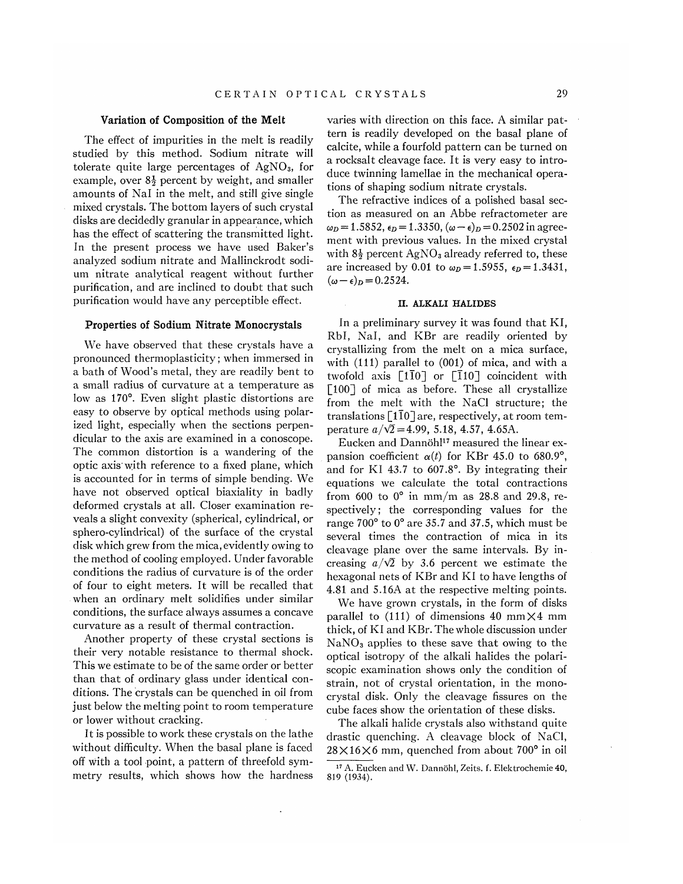### Variation of Composition of the Melt

The effect of impurities in the melt is readily studied by this method. Sodium nitrate will tolerate quite large percentages of $AgNO_3$, for example, over $8\frac{1}{2}$ percent by weight, and smaller amounts of NaI in the melt, and still give single mixed crystals. The bottom layers of such crystal disks are decidedly granular in appearance, which has the effect of scattering the transmitted light. In the present process we have used Baker's analyzed sodium nitrate and Mallinckrodt sodium nitrate analytical reagent without further purification, and are inclined to doubt that such purification would have any perceptible effect.

### Properties of Sodium Nitrate Monocrystals

We have observed that these crystals have a pronounced thermoplasticity; when immersed in a bath of Wood's metal, they are readily bent to a small radius of curvature at a temperature as low as 170°. Even slight plastic distortions are easy to observe by optical methods using polarized light, especially when the sections perpendicular to the axis are examined in a conoscope. The common distortion is a wandering of the optic axis with reference to a fixed plane, which is accounted for in terms of simple bending. We have not observed optical biaxiality in badly deformed crystals at all. Closer examination reveals a slight convexity (spherical, cylindrical, or sphero-cylindrical) of the surface of the crystal disk which grew from the mica, evidently owing to the method of cooling employed. Under favorable conditions the radius of curvature is of the order of four to eight meters. It will be recalled that when an ordinary melt solidifies under similar conditions, the surface always assumes a concave curvature as a result of thermal contraction.

Another property of these crystal sections is their very notable resistance to thermal shock. This we estimate to be of the same order or better than that of ordinary glass under identical conditions. The crystals can be quenched in oil from just below the melting point to room temperature or lower without cracking.

It is possible to work these crystals on the lathe without difficulty. When the basal plane is faced off with a tool point, a pattern of threefold symmetry results, which shows how the hardness varies with direction on this face. A similar pattern is readily developed on the basal plane of calcite, while a fourfold pattern can be turned on a rocksalt cleavage face. It is very easy to introduce twinning lamellae in the mechanical operations of shaping sodium nitrate crystals.

The refractive indices of a polished basal section as measured on an Abbe refractometer are $\omega_D = 1.5852$, $\epsilon_D = 1.3350$, $(\omega - \epsilon)_D = 0.2502$ in agreement with previous values. In the mixed crystal with $8\frac{1}{2}$ percent $AgNO_3$ already referred to, these are increased by 0.01 to $\omega_D = 1.5955$, $\epsilon_D = 1.3431$, $(\omega - \epsilon)_D = 0.2524$.

## II. ALKALI HALIDES

In a preliminary survey it was found that KI, RbI, NaI, and KBr are readily oriented by crystallizing from the melt on a mica surface, with (111) parallel to (001) of mica, and with a twofold axis $[1\bar{1}0]$ or $[\bar{1}10]$ coincident with $[100]$ of mica as before. These all crystallize from the melt with the NaCl structure; the translations $[1\bar{1}0]$ are, respectively, at room temperature $a/\sqrt{2} = 4.99$, 5.18, 4.57, 4.65A.

Eucken and Dannöhl[17] measured the linear expansion coefficient $\alpha(t)$ for KBr 45.0 to 680.9°, and for KI 43.7 to 607.8°. By integrating their equations we calculate the total contractions from 600 to 0° in mm/m as 28.8 and 29.8, respectively; the corresponding values for the range 700° to 0° are 35.7 and 37.5, which must be several times the contraction of mica in its cleavage plane over the same intervals. By increasing $a/\sqrt{2}$ by 3.6 percent we estimate the hexagonal nets of KBr and KI to have lengths of 4.81 and 5.16A at the respective melting points.

We have grown crystals, in the form of disks parallel to (111) of dimensions 40 mm×4 mm thick, of KI and KBr. The whole discussion under $NaNO_3$ applies to these save that owing to the optical isotropy of the alkali halides the polariscopic examination shows only the condition of strain, not of crystal orientation, in the monocrystal disk. Only the cleavage fissures on the cube faces show the orientation of these disks.

The alkali halide crystals also withstand quite drastic quenching. A cleavage block of NaCl, 28×16×6 mm, quenched from about 700° in oil

[17] A. Eucken and W. Dannöhl, Zeits. f. Elektrochemie **40**, 819 (1934).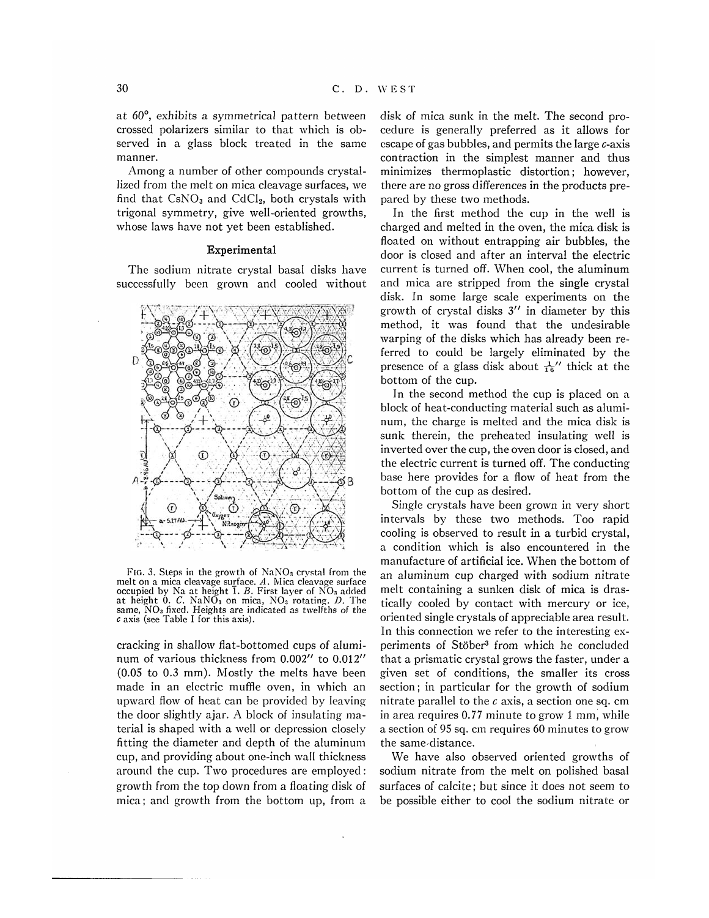at 60°, exhibits a symmetrical pattern between crossed polarizers similar to that which is observed in a glass block treated in the same manner.

Among a number of other compounds crystallized from the melt on mica cleavage surfaces, we find that $CsNO_3$ and $CdCl_2$, both crystals with trigonal symmetry, give well-oriented growths, whose laws have not yet been established.

## Experimental

The sodium nitrate crystal basal disks have successfully been grown and cooled without cracking in shallow flat-bottomed cups of aluminum of various thickness from 0.002″ to 0.012″ (0.05 to 0.3 mm). Mostly the melts have been made in an electric muffle oven, in which an upward flow of heat can be provided by leaving the door slightly ajar. A block of insulating material is shaped with a well or depression closely fitting the diameter and depth of the aluminum cup, and providing about one-inch wall thickness around the cup. Two procedures are employed: growth from the top down from a floating disk of mica; and growth from the bottom up, from a disk of mica sunk in the melt. The second procedure is generally preferred as it allows for escape of gas bubbles, and permits the large *c*-axis contraction in the simplest manner and thus minimizes thermoplastic distortion; however, there are no gross differences in the products prepared by these two methods.

FIG. 3. Steps in the growth of $NaNO_3$ crystal from the melt on a mica cleavage surface. *A*. Mica cleavage surface occupied by Na at height $\bar{1}$. *B*. First layer of $NO_3$ added at height 0. *C*. $NaNO_3$ on mica, $NO_3$ rotating. *D*. The same, $NO_3$ fixed. Heights are indicated as twelfths of the *c* axis (see Table I for this axis).

In the first method the cup in the well is charged and melted in the oven, the mica disk is floated on without entrapping air bubbles, the door is closed and after an interval the electric current is turned off. When cool, the aluminum and mica are stripped from the single crystal disk. In some large scale experiments on the growth of crystal disks 3″ in diameter by this method, it was found that the undesirable warping of the disks which has already been referred to could be largely eliminated by the presence of a glass disk about $\frac{1}{16}$″ thick at the bottom of the cup.

In the second method the cup is placed on a block of heat-conducting material such as aluminum, the charge is melted and the mica disk is sunk therein, the preheated insulating well is inverted over the cup, the oven door is closed, and the electric current is turned off. The conducting base here provides for a flow of heat from the bottom of the cup as desired.

Single crystals have been grown in very short intervals by these two methods. Too rapid cooling is observed to result in a turbid crystal, a condition which is also encountered in the manufacture of artificial ice. When the bottom of an aluminum cup charged with sodium nitrate melt containing a sunken disk of mica is drastically cooled by contact with mercury or ice, oriented single crystals of appreciable area result. In this connection we refer to the interesting experiments of Stöber[3] from which he concluded that a prismatic crystal grows the faster, under a given set of conditions, the smaller its cross section; in particular for the growth of sodium nitrate parallel to the *c* axis, a section one sq. cm in area requires 0.77 minute to grow 1 mm, while a section of 95 sq. cm requires 60 minutes to grow the same distance.

We have also observed oriented growths of sodium nitrate from the melt on polished basal surfaces of calcite; but since it does not seem to be possible either to cool the sodium nitrate or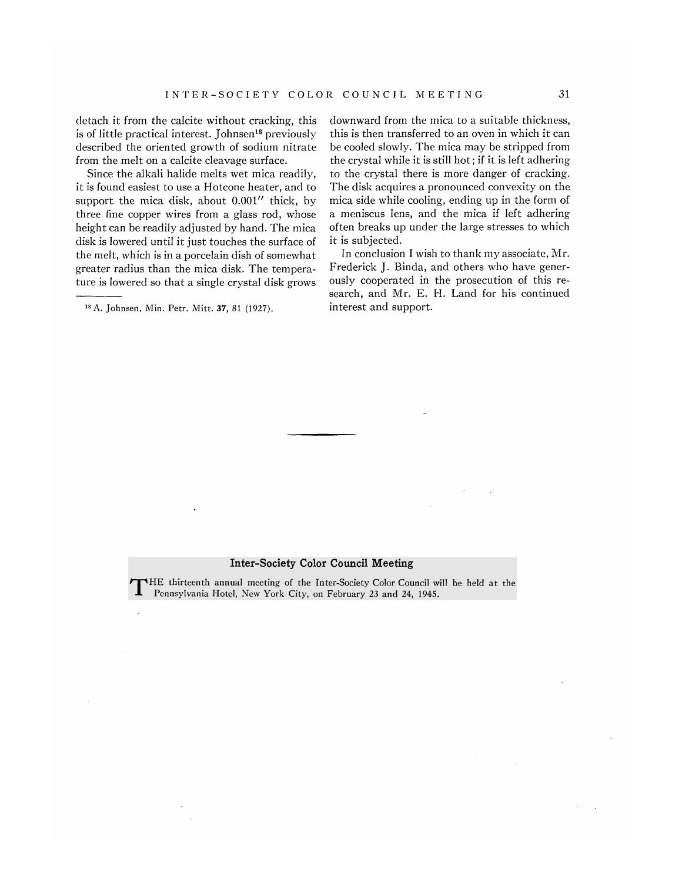detach it from the calcite without cracking, this is of little practical interest. Johnsen[18] previously described the oriented growth of sodium nitrate from the melt on a calcite cleavage surface.

Since the alkali halide melts wet mica readily, it is found easiest to use a Hotcone heater, and to support the mica disk, about 0.001″ thick, by three fine copper wires from a glass rod, whose height can be readily adjusted by hand. The mica disk is lowered until it just touches the surface of the melt, which is in a porcelain dish of somewhat greater radius than the mica disk. The temperature is lowered so that a single crystal disk grows downward from the mica to a suitable thickness, this is then transferred to an oven in which it can be cooled slowly. The mica may be stripped from the crystal while it is still hot; if it is left adhering to the crystal there is more danger of cracking. The disk acquires a pronounced convexity on the mica side while cooling, ending up in the form of a meniscus lens, and the mica if left adhering often breaks up under the large stresses to which it is subjected.

In conclusion I wish to thank my associate, Mr. Frederick J. Binda, and others who have generously cooperated in the prosecution of this research, and Mr. E. H. Land for his continued interest and support.

[18] A. Johnsen, Min. Petr. Mitt. **37**, 81 (1927).

## Inter-Society Color Council Meeting

THE thirteenth annual meeting of the Inter-Society Color Council will be held at the Pennsylvania Hotel, New York City, on February 23 and 24, 1945.